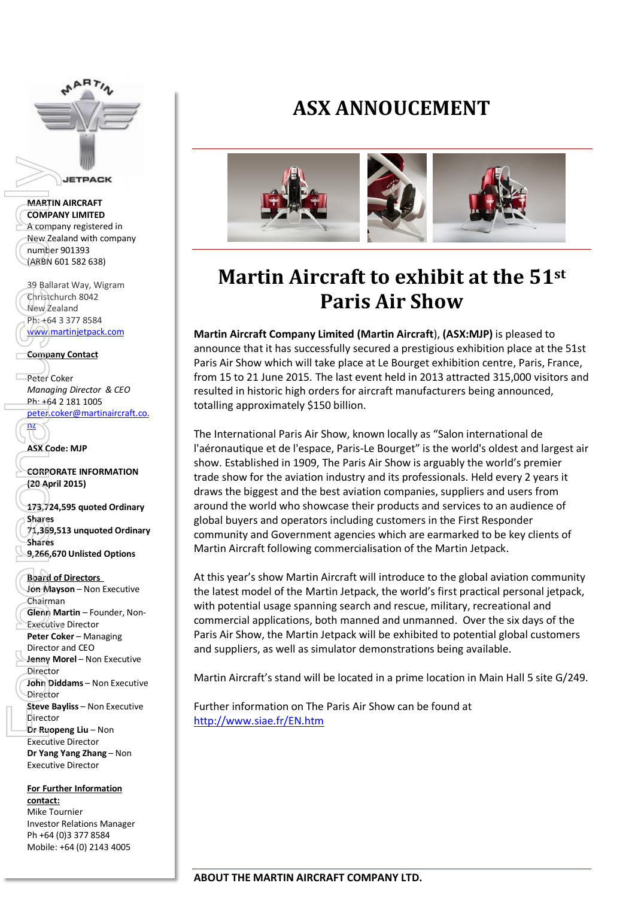MARTIN JETPACK

**MARTIN AIRCRAFT COMPANY LIMITED**
A company registered in New Zealand with company number 901393
(ARBN 601 582 638)

39 Ballarat Way, Wigram
Christchurch 8042
New Zealand
Ph: +64 3 377 8584
www.martinjetpack.com

**Company Contact**

Peter Coker
*Managing Director & CEO*
Ph: +64 2 181 1005
peter.coker@martinaircraft.co.nz

**ASX Code: MJP**

**CORPORATE INFORMATION (20 April 2015)**

**173,724,595 quoted Ordinary Shares**
**71,369,513 unquoted Ordinary Shares**
**9,266,670 Unlisted Options**

**Board of Directors**
**Jon Mayson** – Non Executive Chairman
**Glenn Martin** – Founder, Non-Executive Director
**Peter Coker** – Managing Director and CEO
**Jenny Morel** – Non Executive Director
**John Diddams** – Non Executive Director
**Steve Bayliss** – Non Executive Director
**Dr Ruopeng Liu** – Non Executive Director
**Dr Yang Yang Zhang** – Non Executive Director

**For Further Information contact:**
Mike Tournier
Investor Relations Manager
Ph +64 (0)3 377 8584
Mobile: +64 (0) 2143 4005

# ASX ANNOUCEMENT

## Martin Aircraft to exhibit at the 51st Paris Air Show

**Martin Aircraft Company Limited (Martin Aircraft)**, **(ASX:MJP)** is pleased to announce that it has successfully secured a prestigious exhibition place at the 51st Paris Air Show which will take place at Le Bourget exhibition centre, Paris, France, from 15 to 21 June 2015. The last event held in 2013 attracted 315,000 visitors and resulted in historic high orders for aircraft manufacturers being announced, totalling approximately $150 billion.

The International Paris Air Show, known locally as "Salon international de l'aéronautique et de l'espace, Paris-Le Bourget" is the world's oldest and largest air show. Established in 1909, The Paris Air Show is arguably the world's premier trade show for the aviation industry and its professionals. Held every 2 years it draws the biggest and the best aviation companies, suppliers and users from around the world who showcase their products and services to an audience of global buyers and operators including customers in the First Responder community and Government agencies which are earmarked to be key clients of Martin Aircraft following commercialisation of the Martin Jetpack.

At this year's show Martin Aircraft will introduce to the global aviation community the latest model of the Martin Jetpack, the world's first practical personal jetpack, with potential usage spanning search and rescue, military, recreational and commercial applications, both manned and unmanned. Over the six days of the Paris Air Show, the Martin Jetpack will be exhibited to potential global customers and suppliers, as well as simulator demonstrations being available.

Martin Aircraft's stand will be located in a prime location in Main Hall 5 site G/249.

Further information on The Paris Air Show can be found at http://www.siae.fr/EN.htm

**ABOUT THE MARTIN AIRCRAFT COMPANY LTD.**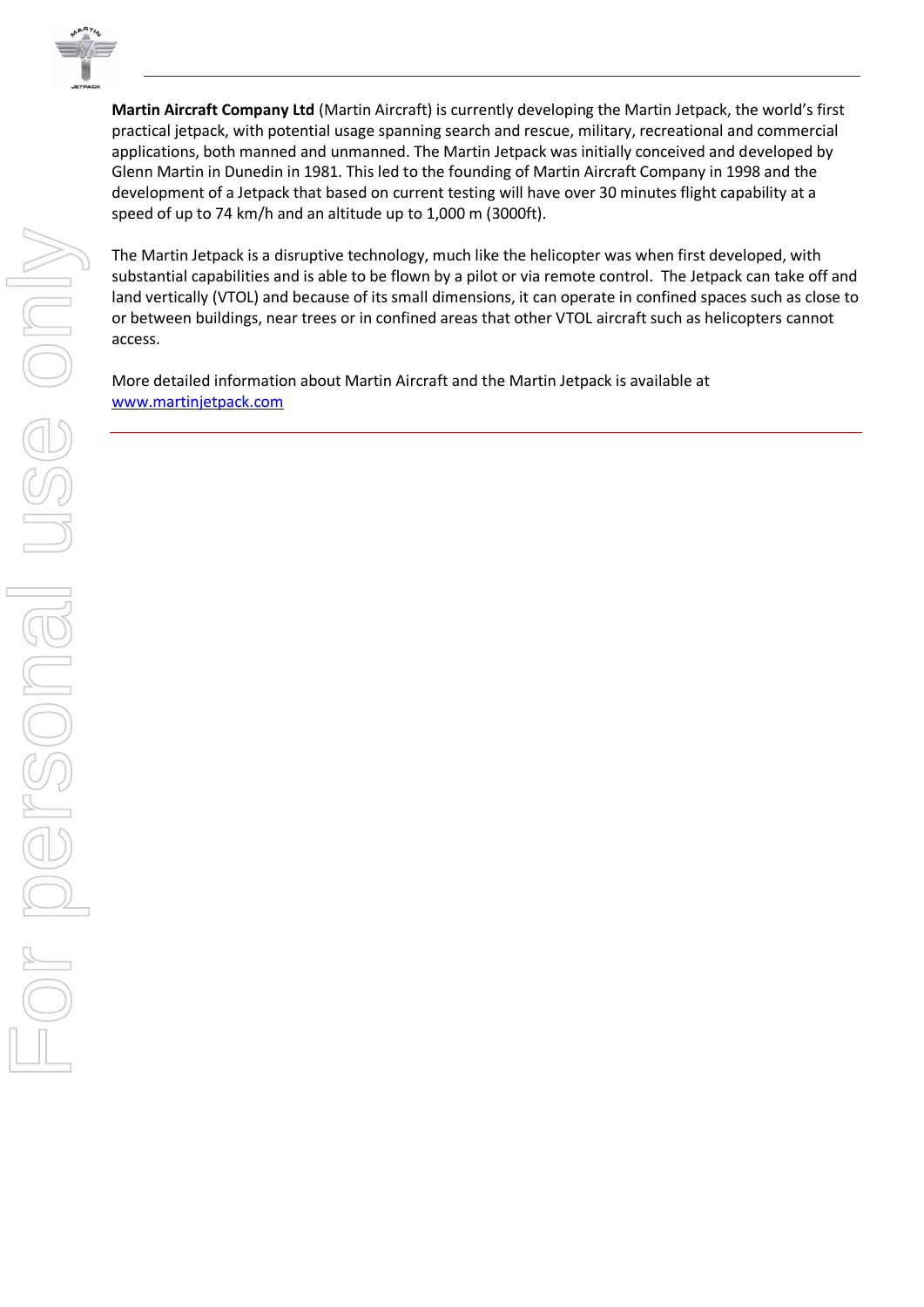**Martin Aircraft Company Ltd** (Martin Aircraft) is currently developing the Martin Jetpack, the world's first practical jetpack, with potential usage spanning search and rescue, military, recreational and commercial applications, both manned and unmanned. The Martin Jetpack was initially conceived and developed by Glenn Martin in Dunedin in 1981. This led to the founding of Martin Aircraft Company in 1998 and the development of a Jetpack that based on current testing will have over 30 minutes flight capability at a speed of up to 74 km/h and an altitude up to 1,000 m (3000ft).

The Martin Jetpack is a disruptive technology, much like the helicopter was when first developed, with substantial capabilities and is able to be flown by a pilot or via remote control. The Jetpack can take off and land vertically (VTOL) and because of its small dimensions, it can operate in confined spaces such as close to or between buildings, near trees or in confined areas that other VTOL aircraft such as helicopters cannot access.

More detailed information about Martin Aircraft and the Martin Jetpack is available at www.martinjetpack.com